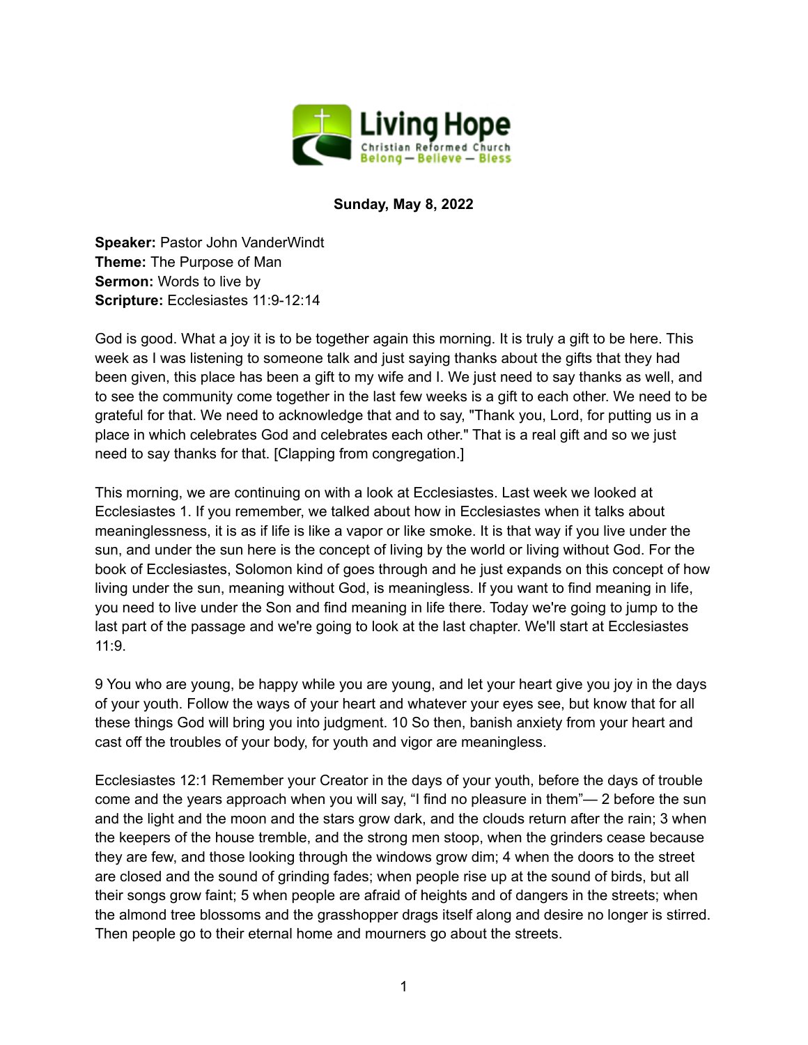**Sunday, May 8, 2022**

**Speaker:** Pastor John VanderWindt
**Theme:** The Purpose of Man
**Sermon:** Words to live by
**Scripture:** Ecclesiastes 11:9-12:14

God is good. What a joy it is to be together again this morning. It is truly a gift to be here. This week as I was listening to someone talk and just saying thanks about the gifts that they had been given, this place has been a gift to my wife and I. We just need to say thanks as well, and to see the community come together in the last few weeks is a gift to each other. We need to be grateful for that. We need to acknowledge that and to say, "Thank you, Lord, for putting us in a place in which celebrates God and celebrates each other." That is a real gift and so we just need to say thanks for that. [Clapping from congregation.]

This morning, we are continuing on with a look at Ecclesiastes. Last week we looked at Ecclesiastes 1. If you remember, we talked about how in Ecclesiastes when it talks about meaninglessness, it is as if life is like a vapor or like smoke. It is that way if you live under the sun, and under the sun here is the concept of living by the world or living without God. For the book of Ecclesiastes, Solomon kind of goes through and he just expands on this concept of how living under the sun, meaning without God, is meaningless. If you want to find meaning in life, you need to live under the Son and find meaning in life there. Today we're going to jump to the last part of the passage and we're going to look at the last chapter. We'll start at Ecclesiastes 11:9.

9 You who are young, be happy while you are young, and let your heart give you joy in the days of your youth. Follow the ways of your heart and whatever your eyes see, but know that for all these things God will bring you into judgment. 10 So then, banish anxiety from your heart and cast off the troubles of your body, for youth and vigor are meaningless.

Ecclesiastes 12:1 Remember your Creator in the days of your youth, before the days of trouble come and the years approach when you will say, "I find no pleasure in them"— 2 before the sun and the light and the moon and the stars grow dark, and the clouds return after the rain; 3 when the keepers of the house tremble, and the strong men stoop, when the grinders cease because they are few, and those looking through the windows grow dim; 4 when the doors to the street are closed and the sound of grinding fades; when people rise up at the sound of birds, but all their songs grow faint; 5 when people are afraid of heights and of dangers in the streets; when the almond tree blossoms and the grasshopper drags itself along and desire no longer is stirred. Then people go to their eternal home and mourners go about the streets.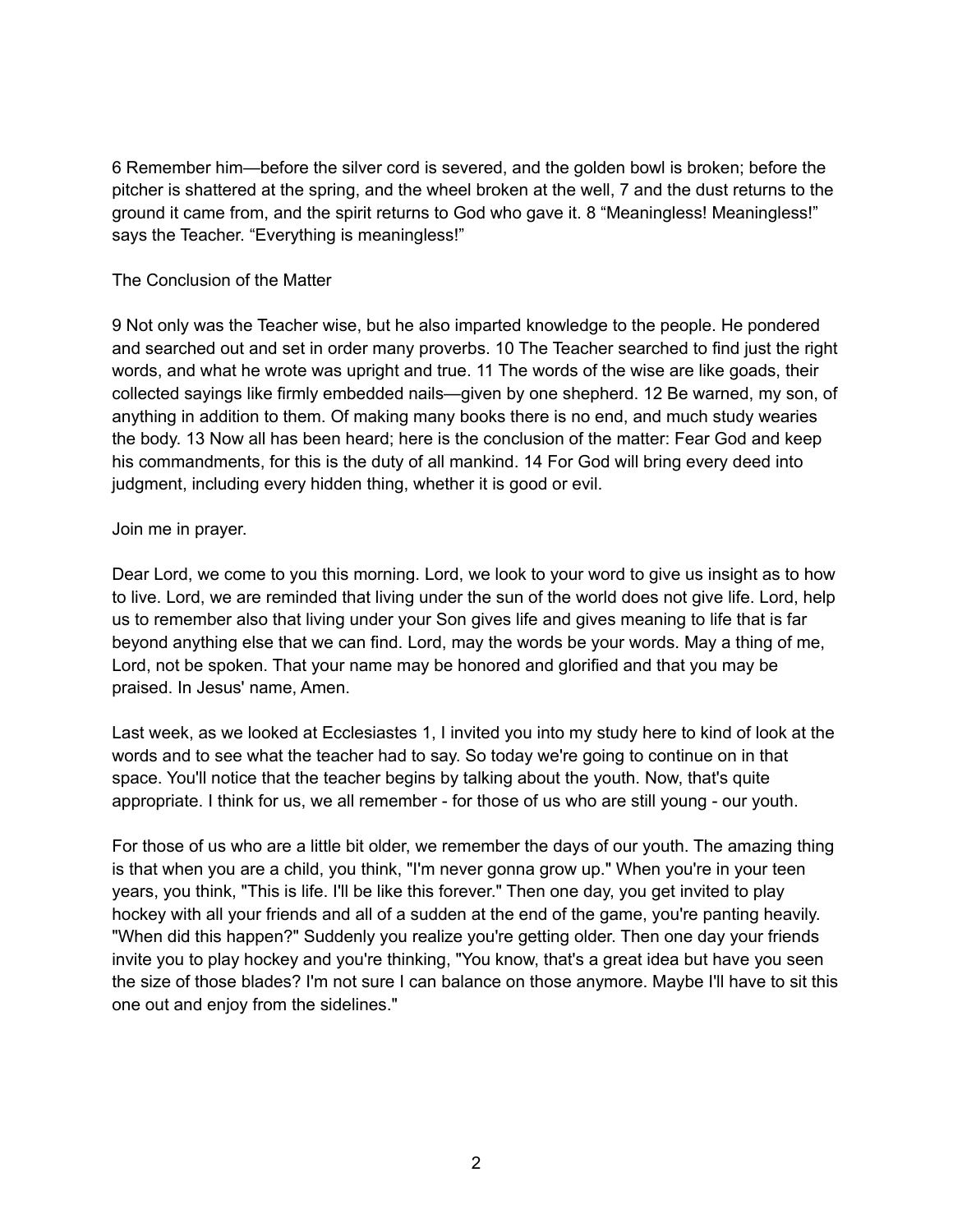6 Remember him—before the silver cord is severed, and the golden bowl is broken; before the pitcher is shattered at the spring, and the wheel broken at the well, 7 and the dust returns to the ground it came from, and the spirit returns to God who gave it. 8 “Meaningless! Meaningless!” says the Teacher. “Everything is meaningless!”

The Conclusion of the Matter

9 Not only was the Teacher wise, but he also imparted knowledge to the people. He pondered and searched out and set in order many proverbs. 10 The Teacher searched to find just the right words, and what he wrote was upright and true. 11 The words of the wise are like goads, their collected sayings like firmly embedded nails—given by one shepherd. 12 Be warned, my son, of anything in addition to them. Of making many books there is no end, and much study wearies the body. 13 Now all has been heard; here is the conclusion of the matter: Fear God and keep his commandments, for this is the duty of all mankind. 14 For God will bring every deed into judgment, including every hidden thing, whether it is good or evil.

Join me in prayer.

Dear Lord, we come to you this morning. Lord, we look to your word to give us insight as to how to live. Lord, we are reminded that living under the sun of the world does not give life. Lord, help us to remember also that living under your Son gives life and gives meaning to life that is far beyond anything else that we can find. Lord, may the words be your words. May a thing of me, Lord, not be spoken. That your name may be honored and glorified and that you may be praised. In Jesus' name, Amen.

Last week, as we looked at Ecclesiastes 1, I invited you into my study here to kind of look at the words and to see what the teacher had to say. So today we're going to continue on in that space. You'll notice that the teacher begins by talking about the youth. Now, that's quite appropriate. I think for us, we all remember - for those of us who are still young - our youth.

For those of us who are a little bit older, we remember the days of our youth. The amazing thing is that when you are a child, you think, "I'm never gonna grow up." When you're in your teen years, you think, "This is life. I'll be like this forever." Then one day, you get invited to play hockey with all your friends and all of a sudden at the end of the game, you're panting heavily. "When did this happen?" Suddenly you realize you're getting older. Then one day your friends invite you to play hockey and you're thinking, "You know, that's a great idea but have you seen the size of those blades? I'm not sure I can balance on those anymore. Maybe I'll have to sit this one out and enjoy from the sidelines."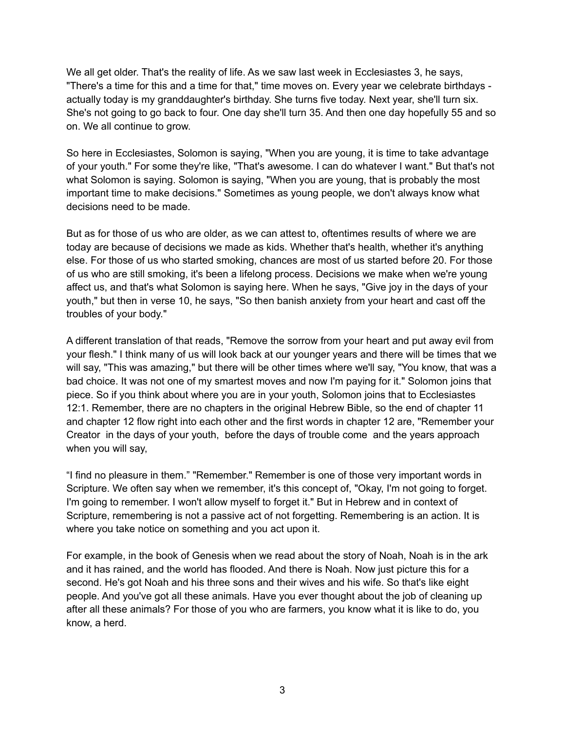We all get older. That's the reality of life. As we saw last week in Ecclesiastes 3, he says, "There's a time for this and a time for that," time moves on. Every year we celebrate birthdays - actually today is my granddaughter's birthday. She turns five today. Next year, she'll turn six. She's not going to go back to four. One day she'll turn 35. And then one day hopefully 55 and so on. We all continue to grow.

So here in Ecclesiastes, Solomon is saying, "When you are young, it is time to take advantage of your youth." For some they're like, "That's awesome. I can do whatever I want." But that's not what Solomon is saying. Solomon is saying, "When you are young, that is probably the most important time to make decisions." Sometimes as young people, we don't always know what decisions need to be made.

But as for those of us who are older, as we can attest to, oftentimes results of where we are today are because of decisions we made as kids. Whether that's health, whether it's anything else. For those of us who started smoking, chances are most of us started before 20. For those of us who are still smoking, it's been a lifelong process. Decisions we make when we're young affect us, and that's what Solomon is saying here. When he says, "Give joy in the days of your youth," but then in verse 10, he says, "So then banish anxiety from your heart and cast off the troubles of your body."

A different translation of that reads, "Remove the sorrow from your heart and put away evil from your flesh." I think many of us will look back at our younger years and there will be times that we will say, "This was amazing," but there will be other times where we'll say, "You know, that was a bad choice. It was not one of my smartest moves and now I'm paying for it." Solomon joins that piece. So if you think about where you are in your youth, Solomon joins that to Ecclesiastes 12:1. Remember, there are no chapters in the original Hebrew Bible, so the end of chapter 11 and chapter 12 flow right into each other and the first words in chapter 12 are, "Remember your Creator in the days of your youth, before the days of trouble come and the years approach when you will say,

“I find no pleasure in them.” "Remember." Remember is one of those very important words in Scripture. We often say when we remember, it's this concept of, "Okay, I'm not going to forget. I'm going to remember. I won't allow myself to forget it." But in Hebrew and in context of Scripture, remembering is not a passive act of not forgetting. Remembering is an action. It is where you take notice on something and you act upon it.

For example, in the book of Genesis when we read about the story of Noah, Noah is in the ark and it has rained, and the world has flooded. And there is Noah. Now just picture this for a second. He's got Noah and his three sons and their wives and his wife. So that's like eight people. And you've got all these animals. Have you ever thought about the job of cleaning up after all these animals? For those of you who are farmers, you know what it is like to do, you know, a herd.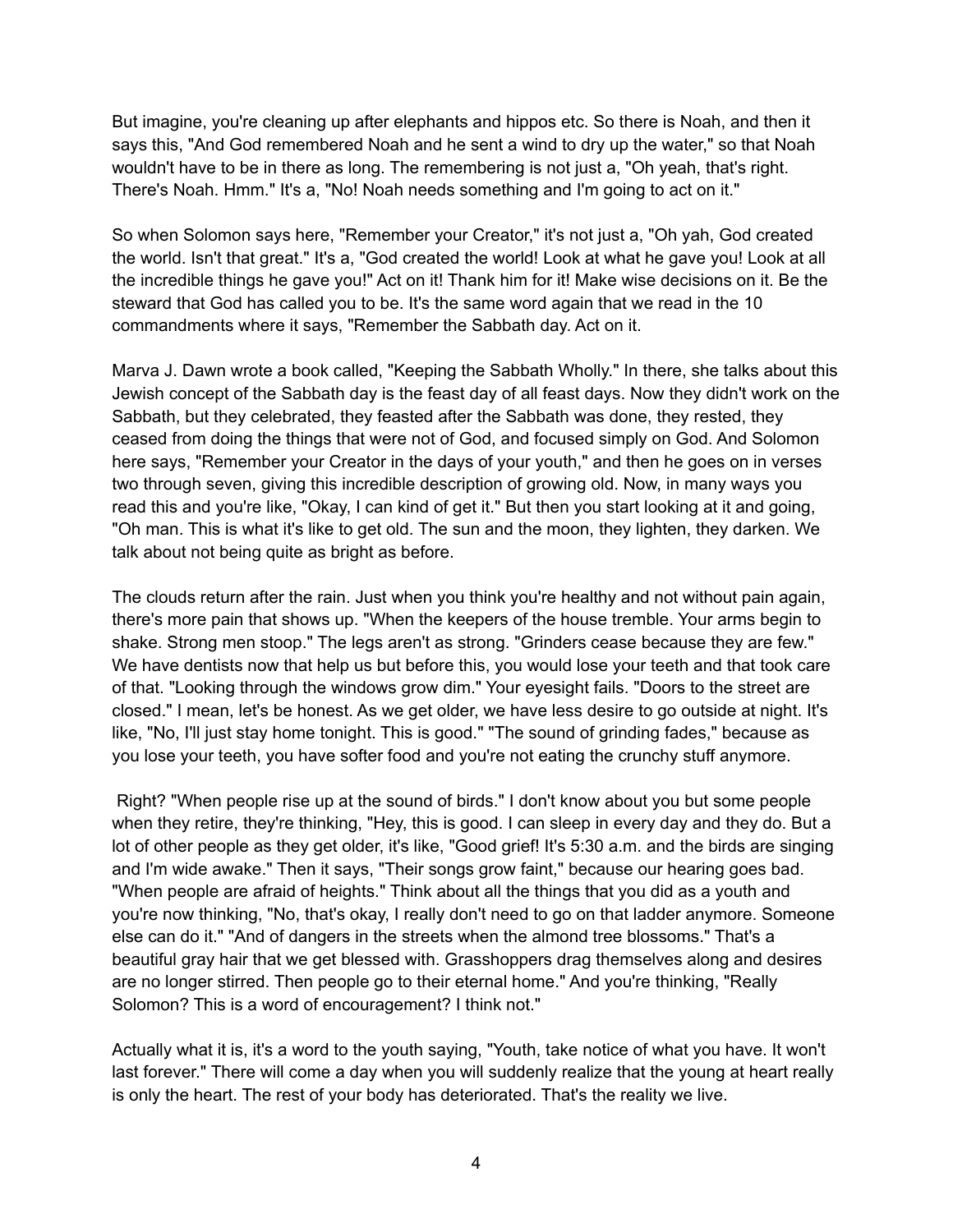But imagine, you're cleaning up after elephants and hippos etc. So there is Noah, and then it says this, "And God remembered Noah and he sent a wind to dry up the water," so that Noah wouldn't have to be in there as long. The remembering is not just a, "Oh yeah, that's right. There's Noah. Hmm." It's a, "No! Noah needs something and I'm going to act on it."

So when Solomon says here, "Remember your Creator," it's not just a, "Oh yah, God created the world. Isn't that great." It's a, "God created the world! Look at what he gave you! Look at all the incredible things he gave you!" Act on it! Thank him for it! Make wise decisions on it. Be the steward that God has called you to be. It's the same word again that we read in the 10 commandments where it says, "Remember the Sabbath day. Act on it.

Marva J. Dawn wrote a book called, "Keeping the Sabbath Wholly." In there, she talks about this Jewish concept of the Sabbath day is the feast day of all feast days. Now they didn't work on the Sabbath, but they celebrated, they feasted after the Sabbath was done, they rested, they ceased from doing the things that were not of God, and focused simply on God. And Solomon here says, "Remember your Creator in the days of your youth," and then he goes on in verses two through seven, giving this incredible description of growing old. Now, in many ways you read this and you're like, "Okay, I can kind of get it." But then you start looking at it and going, "Oh man. This is what it's like to get old. The sun and the moon, they lighten, they darken. We talk about not being quite as bright as before.

The clouds return after the rain. Just when you think you're healthy and not without pain again, there's more pain that shows up. "When the keepers of the house tremble. Your arms begin to shake. Strong men stoop." The legs aren't as strong. "Grinders cease because they are few." We have dentists now that help us but before this, you would lose your teeth and that took care of that. "Looking through the windows grow dim." Your eyesight fails. "Doors to the street are closed." I mean, let's be honest. As we get older, we have less desire to go outside at night. It's like, "No, I'll just stay home tonight. This is good." "The sound of grinding fades," because as you lose your teeth, you have softer food and you're not eating the crunchy stuff anymore.

Right? "When people rise up at the sound of birds." I don't know about you but some people when they retire, they're thinking, "Hey, this is good. I can sleep in every day and they do. But a lot of other people as they get older, it's like, "Good grief! It's 5:30 a.m. and the birds are singing and I'm wide awake." Then it says, "Their songs grow faint," because our hearing goes bad. "When people are afraid of heights." Think about all the things that you did as a youth and you're now thinking, "No, that's okay, I really don't need to go on that ladder anymore. Someone else can do it." "And of dangers in the streets when the almond tree blossoms." That's a beautiful gray hair that we get blessed with. Grasshoppers drag themselves along and desires are no longer stirred. Then people go to their eternal home." And you're thinking, "Really Solomon? This is a word of encouragement? I think not."

Actually what it is, it's a word to the youth saying, "Youth, take notice of what you have. It won't last forever." There will come a day when you will suddenly realize that the young at heart really is only the heart. The rest of your body has deteriorated. That's the reality we live.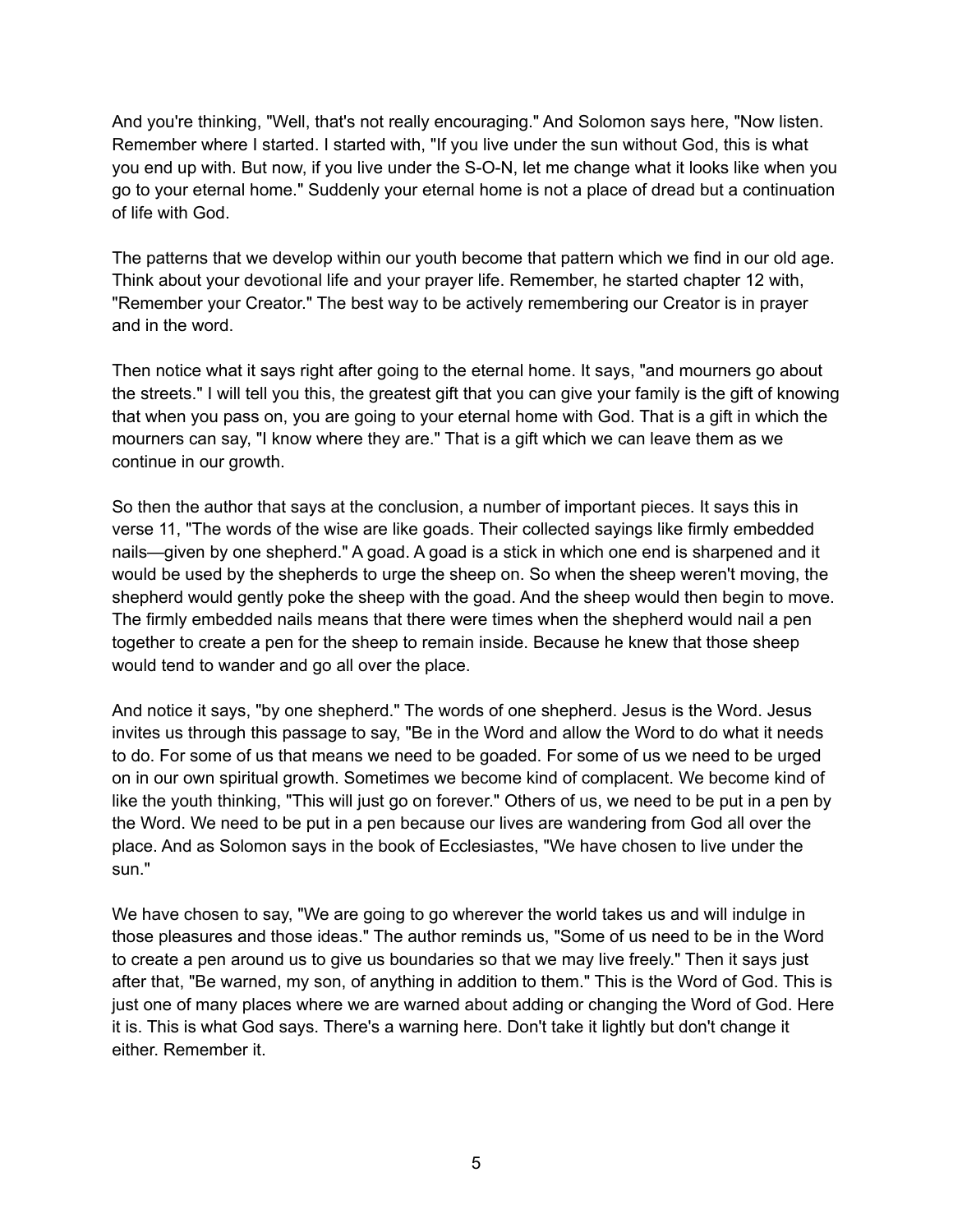And you're thinking, "Well, that's not really encouraging." And Solomon says here, "Now listen. Remember where I started. I started with, "If you live under the sun without God, this is what you end up with. But now, if you live under the S-O-N, let me change what it looks like when you go to your eternal home." Suddenly your eternal home is not a place of dread but a continuation of life with God.

The patterns that we develop within our youth become that pattern which we find in our old age. Think about your devotional life and your prayer life. Remember, he started chapter 12 with, "Remember your Creator." The best way to be actively remembering our Creator is in prayer and in the word.

Then notice what it says right after going to the eternal home. It says, "and mourners go about the streets." I will tell you this, the greatest gift that you can give your family is the gift of knowing that when you pass on, you are going to your eternal home with God. That is a gift in which the mourners can say, "I know where they are." That is a gift which we can leave them as we continue in our growth.

So then the author that says at the conclusion, a number of important pieces. It says this in verse 11, "The words of the wise are like goads. Their collected sayings like firmly embedded nails—given by one shepherd." A goad. A goad is a stick in which one end is sharpened and it would be used by the shepherds to urge the sheep on. So when the sheep weren't moving, the shepherd would gently poke the sheep with the goad. And the sheep would then begin to move. The firmly embedded nails means that there were times when the shepherd would nail a pen together to create a pen for the sheep to remain inside. Because he knew that those sheep would tend to wander and go all over the place.

And notice it says, "by one shepherd." The words of one shepherd. Jesus is the Word. Jesus invites us through this passage to say, "Be in the Word and allow the Word to do what it needs to do. For some of us that means we need to be goaded. For some of us we need to be urged on in our own spiritual growth. Sometimes we become kind of complacent. We become kind of like the youth thinking, "This will just go on forever." Others of us, we need to be put in a pen by the Word. We need to be put in a pen because our lives are wandering from God all over the place. And as Solomon says in the book of Ecclesiastes, "We have chosen to live under the sun."

We have chosen to say, "We are going to go wherever the world takes us and will indulge in those pleasures and those ideas." The author reminds us, "Some of us need to be in the Word to create a pen around us to give us boundaries so that we may live freely." Then it says just after that, "Be warned, my son, of anything in addition to them." This is the Word of God. This is just one of many places where we are warned about adding or changing the Word of God. Here it is. This is what God says. There's a warning here. Don't take it lightly but don't change it either. Remember it.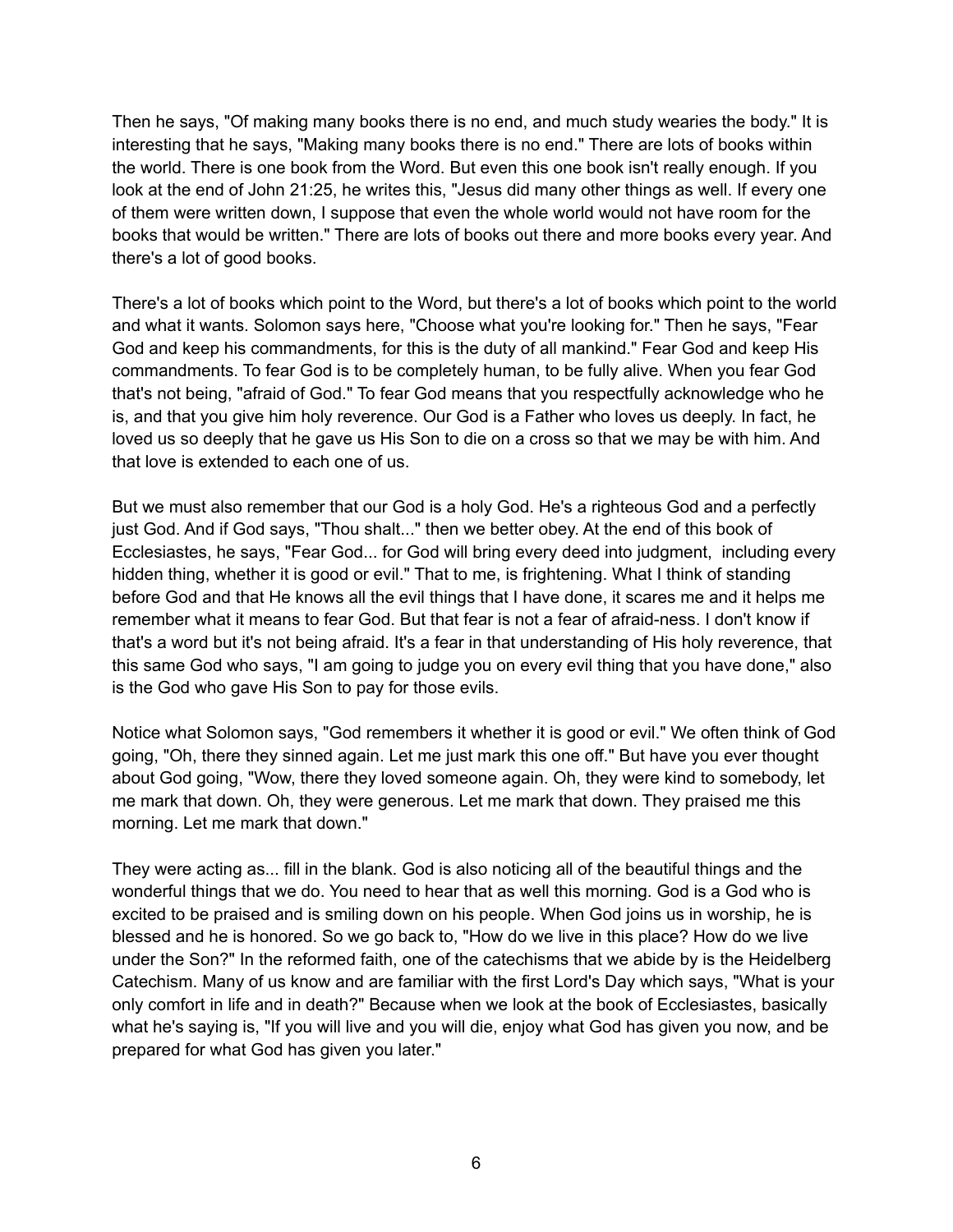Then he says, "Of making many books there is no end, and much study wearies the body." It is interesting that he says, "Making many books there is no end." There are lots of books within the world. There is one book from the Word. But even this one book isn't really enough. If you look at the end of John 21:25, he writes this, "Jesus did many other things as well. If every one of them were written down, I suppose that even the whole world would not have room for the books that would be written." There are lots of books out there and more books every year. And there's a lot of good books.

There's a lot of books which point to the Word, but there's a lot of books which point to the world and what it wants. Solomon says here, "Choose what you're looking for." Then he says, "Fear God and keep his commandments, for this is the duty of all mankind." Fear God and keep His commandments. To fear God is to be completely human, to be fully alive. When you fear God that's not being, "afraid of God." To fear God means that you respectfully acknowledge who he is, and that you give him holy reverence. Our God is a Father who loves us deeply. In fact, he loved us so deeply that he gave us His Son to die on a cross so that we may be with him. And that love is extended to each one of us.

But we must also remember that our God is a holy God. He's a righteous God and a perfectly just God. And if God says, "Thou shalt..." then we better obey. At the end of this book of Ecclesiastes, he says, "Fear God... for God will bring every deed into judgment, including every hidden thing, whether it is good or evil." That to me, is frightening. What I think of standing before God and that He knows all the evil things that I have done, it scares me and it helps me remember what it means to fear God. But that fear is not a fear of afraid-ness. I don't know if that's a word but it's not being afraid. It's a fear in that understanding of His holy reverence, that this same God who says, "I am going to judge you on every evil thing that you have done," also is the God who gave His Son to pay for those evils.

Notice what Solomon says, "God remembers it whether it is good or evil." We often think of God going, "Oh, there they sinned again. Let me just mark this one off." But have you ever thought about God going, "Wow, there they loved someone again. Oh, they were kind to somebody, let me mark that down. Oh, they were generous. Let me mark that down. They praised me this morning. Let me mark that down."

They were acting as... fill in the blank. God is also noticing all of the beautiful things and the wonderful things that we do. You need to hear that as well this morning. God is a God who is excited to be praised and is smiling down on his people. When God joins us in worship, he is blessed and he is honored. So we go back to, "How do we live in this place? How do we live under the Son?" In the reformed faith, one of the catechisms that we abide by is the Heidelberg Catechism. Many of us know and are familiar with the first Lord's Day which says, "What is your only comfort in life and in death?" Because when we look at the book of Ecclesiastes, basically what he's saying is, "If you will live and you will die, enjoy what God has given you now, and be prepared for what God has given you later."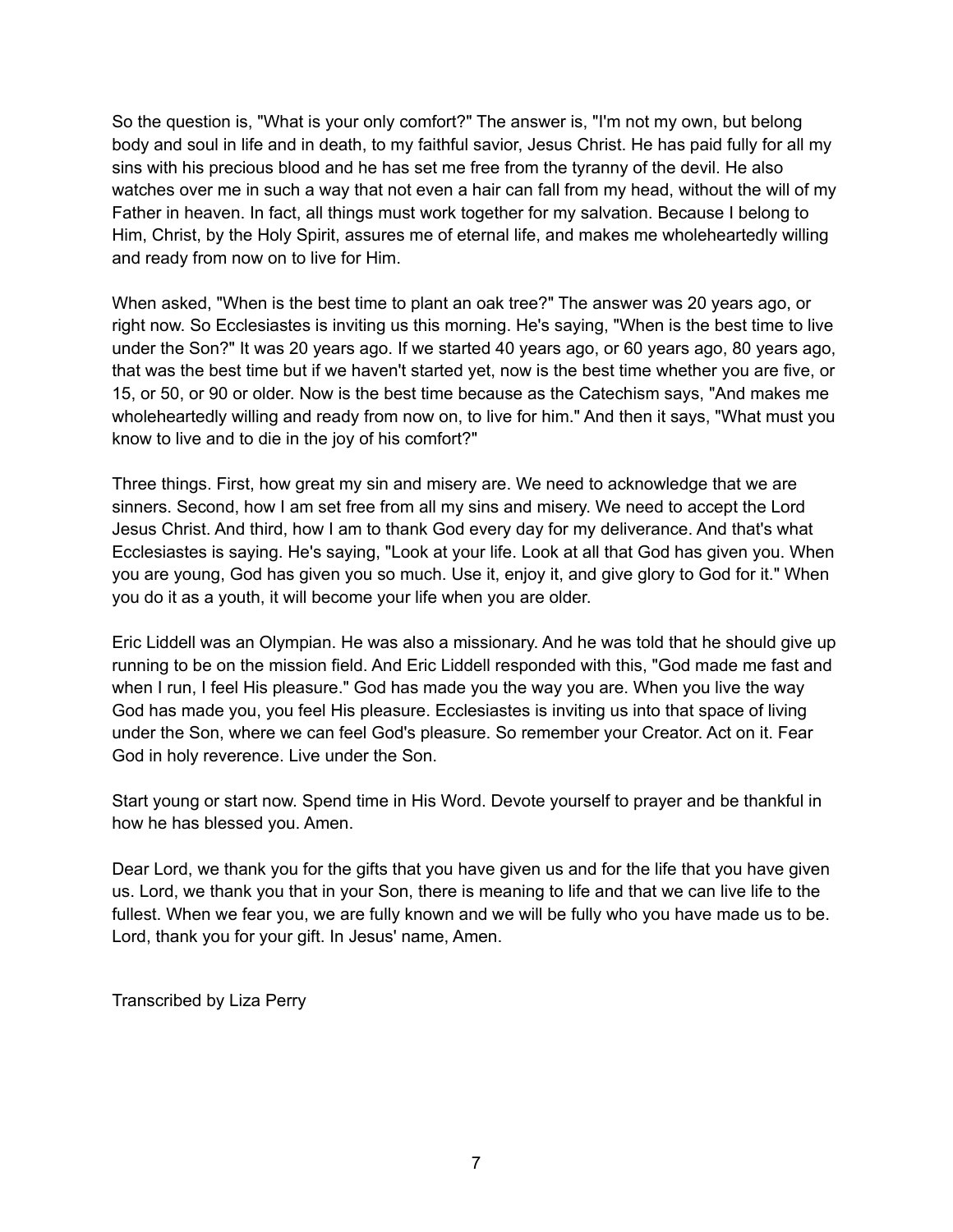So the question is, "What is your only comfort?" The answer is, "I'm not my own, but belong body and soul in life and in death, to my faithful savior, Jesus Christ. He has paid fully for all my sins with his precious blood and he has set me free from the tyranny of the devil. He also watches over me in such a way that not even a hair can fall from my head, without the will of my Father in heaven. In fact, all things must work together for my salvation. Because I belong to Him, Christ, by the Holy Spirit, assures me of eternal life, and makes me wholeheartedly willing and ready from now on to live for Him.

When asked, "When is the best time to plant an oak tree?" The answer was 20 years ago, or right now. So Ecclesiastes is inviting us this morning. He's saying, "When is the best time to live under the Son?" It was 20 years ago. If we started 40 years ago, or 60 years ago, 80 years ago, that was the best time but if we haven't started yet, now is the best time whether you are five, or 15, or 50, or 90 or older. Now is the best time because as the Catechism says, "And makes me wholeheartedly willing and ready from now on, to live for him." And then it says, "What must you know to live and to die in the joy of his comfort?"

Three things. First, how great my sin and misery are. We need to acknowledge that we are sinners. Second, how I am set free from all my sins and misery. We need to accept the Lord Jesus Christ. And third, how I am to thank God every day for my deliverance. And that's what Ecclesiastes is saying. He's saying, "Look at your life. Look at all that God has given you. When you are young, God has given you so much. Use it, enjoy it, and give glory to God for it." When you do it as a youth, it will become your life when you are older.

Eric Liddell was an Olympian. He was also a missionary. And he was told that he should give up running to be on the mission field. And Eric Liddell responded with this, "God made me fast and when I run, I feel His pleasure." God has made you the way you are. When you live the way God has made you, you feel His pleasure. Ecclesiastes is inviting us into that space of living under the Son, where we can feel God's pleasure. So remember your Creator. Act on it. Fear God in holy reverence. Live under the Son.

Start young or start now. Spend time in His Word. Devote yourself to prayer and be thankful in how he has blessed you. Amen.

Dear Lord, we thank you for the gifts that you have given us and for the life that you have given us. Lord, we thank you that in your Son, there is meaning to life and that we can live life to the fullest. When we fear you, we are fully known and we will be fully who you have made us to be. Lord, thank you for your gift. In Jesus' name, Amen.

Transcribed by Liza Perry